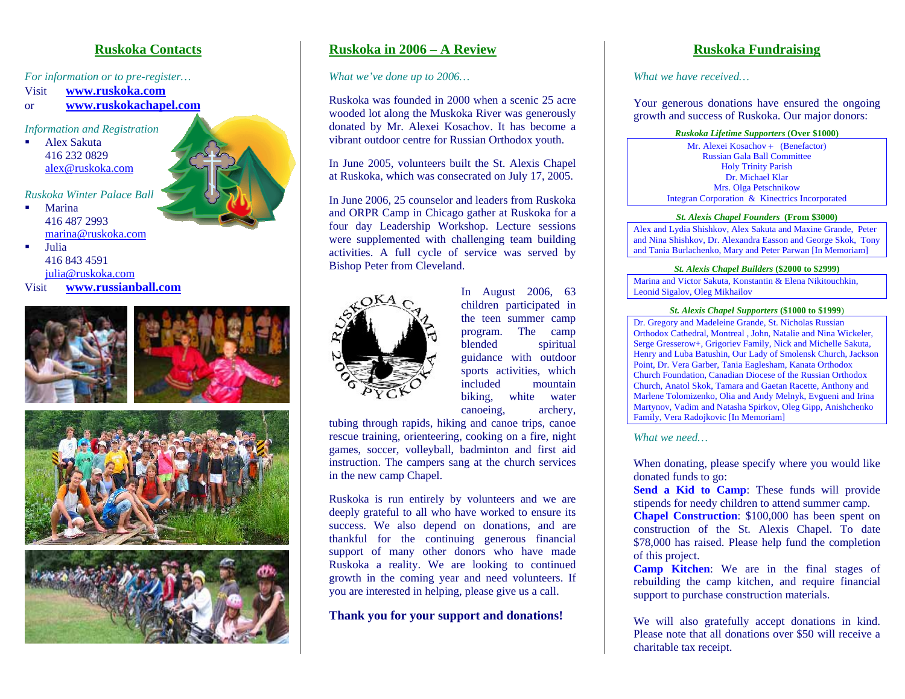## Ruskoka Contacts

*For information or to pre-register…*

Visit **www.ruskoka.com**
or **www.ruskokachapel.com**

*Information and Registration*

- Alex Sakuta
  416 232 0829
  alex@ruskoka.com

*Ruskoka Winter Palace Ball*

- Marina
  416 487 2993
  marina@ruskoka.com
- Julia
  416 843 4591
  julia@ruskoka.com

Visit **www.russianball.com**

## Ruskoka in 2006 – A Review

*What we've done up to 2006…*

Ruskoka was founded in 2000 when a scenic 25 acre wooded lot along the Muskoka River was generously donated by Mr. Alexei Kosachov. It has become a vibrant outdoor centre for Russian Orthodox youth.

In June 2005, volunteers built the St. Alexis Chapel at Ruskoka, which was consecrated on July 17, 2005.

In June 2006, 25 counselor and leaders from Ruskoka and ORPR Camp in Chicago gather at Ruskoka for a four day Leadership Workshop. Lecture sessions were supplemented with challenging team building activities. A full cycle of service was served by Bishop Peter from Cleveland.

In August 2006, 63 children participated in the teen summer camp program. The camp blended spiritual guidance with outdoor sports activities, which included mountain biking, white water canoeing, archery, tubing through rapids, hiking and canoe trips, canoe rescue training, orienteering, cooking on a fire, night games, soccer, volleyball, badminton and first aid instruction. The campers sang at the church services in the new camp Chapel.

Ruskoka is run entirely by volunteers and we are deeply grateful to all who have worked to ensure its success. We also depend on donations, and are thankful for the continuing generous financial support of many other donors who have made Ruskoka a reality. We are looking to continued growth in the coming year and need volunteers. If you are interested in helping, please give us a call.

**Thank you for your support and donations!**

## Ruskoka Fundraising

*What we have received…*

Your generous donations have ensured the ongoing growth and success of Ruskoka. Our major donors:

***Ruskoka Lifetime Supporters*** **(Over $1000)**

Mr. Alexei Kosachov + (Benefactor)
Russian Gala Ball Committee
Holy Trinity Parish
Dr. Michael Klar
Mrs. Olga Petschnikow
Integran Corporation & Kinectrics Incorporated

***St. Alexis Chapel Founders*** **(From $3000)**

Alex and Lydia Shishkov, Alex Sakuta and Maxine Grande, Peter and Nina Shishkov, Dr. Alexandra Easson and George Skok, Tony and Tania Burlachenko, Mary and Peter Parwan [In Memoriam]

***St. Alexis Chapel Builders*** **($2000 to $2999)**

Marina and Victor Sakuta, Konstantin & Elena Nikitouchkin, Leonid Sigalov, Oleg Mikhailov

***St. Alexis Chapel Supporters*** **($1000 to $1999)**

Dr. Gregory and Madeleine Grande, St. Nicholas Russian Orthodox Cathedral, Montreal , John, Natalie and Nina Wickeler, Serge Gresserow+, Grigoriev Family, Nick and Michelle Sakuta, Henry and Luba Batushin, Our Lady of Smolensk Church, Jackson Point, Dr. Vera Garber, Tania Eaglesham, Kanata Orthodox Church Foundation, Canadian Diocese of the Russian Orthodox Church, Anatol Skok, Tamara and Gaetan Racette, Anthony and Marlene Tolomizenko, Olia and Andy Melnyk, Evgueni and Irina Martynov, Vadim and Natasha Spirkov, Oleg Gipp, Anishchenko Family, Vera Radojkovic [In Memoriam]

*What we need…*

When donating, please specify where you would like donated funds to go:

**Send a Kid to Camp**: These funds will provide stipends for needy children to attend summer camp.

**Chapel Construction**: $100,000 has been spent on construction of the St. Alexis Chapel. To date $78,000 has raised. Please help fund the completion of this project.

**Camp Kitchen**: We are in the final stages of rebuilding the camp kitchen, and require financial support to purchase construction materials.

We will also gratefully accept donations in kind. Please note that all donations over $50 will receive a charitable tax receipt.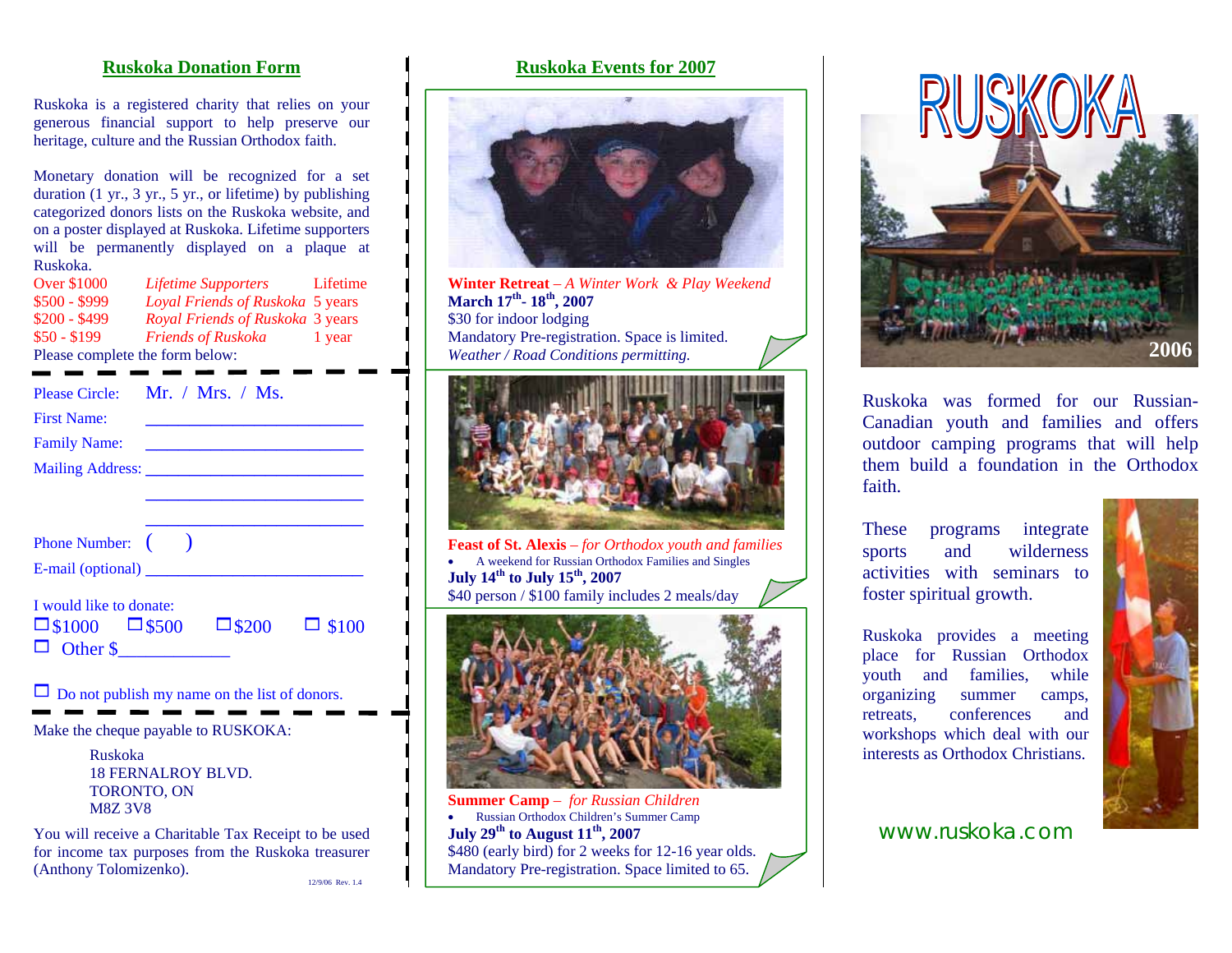## Ruskoka Donation Form

Ruskoka is a registered charity that relies on your generous financial support to help preserve our heritage, culture and the Russian Orthodox faith.

Monetary donation will be recognized for a set duration (1 yr., 3 yr., 5 yr., or lifetime) by publishing categorized donors lists on the Ruskoka website, and on a poster displayed at Ruskoka. Lifetime supporters will be permanently displayed on a plaque at Ruskoka.

| | | |
|---|---|---|
| Over $1000 | *Lifetime Supporters* | Lifetime |
| $500 - $999 | *Loyal Friends of Ruskoka* | 5 years |
| $200 - $499 | *Royal Friends of Ruskoka* | 3 years |
| $50 - $199 | *Friends of Ruskoka* | 1 year |

Please complete the form below:

Please Circle: Mr. / Mrs. / Ms.

First Name: ________________________

Family Name: ________________________

Mailing Address: ________________________

________________________

________________________

Phone Number: (     )

E-mail (optional) ________________________

I would like to donate:

☐ $1000 ☐ $500 ☐ $200 ☐ $100

☐ Other $____________

☐ Do not publish my name on the list of donors.

Make the cheque payable to RUSKOKA:

Ruskoka
18 FERNALROY BLVD.
TORONTO, ON
M8Z 3V8

You will receive a Charitable Tax Receipt to be used for income tax purposes from the Ruskoka treasurer (Anthony Tolomizenko).

12/9/06 Rev. 1.4

## Ruskoka Events for 2007

**Winter Retreat** – *A Winter Work & Play Weekend*
**March 17th- 18th, 2007**
$30 for indoor lodging
Mandatory Pre-registration. Space is limited.
*Weather / Road Conditions permitting.*

**Feast of St. Alexis** – *for Orthodox youth and families*
- A weekend for Russian Orthodox Families and Singles

**July 14th to July 15th, 2007**
$40 person / $100 family includes 2 meals/day

**Summer Camp** – *for Russian Children*
- Russian Orthodox Children's Summer Camp

**July 29th to August 11th, 2007**
$480 (early bird) for 2 weeks for 12-16 year olds.
Mandatory Pre-registration. Space limited to 65.

# RUSKOKA

2006

Ruskoka was formed for our Russian-Canadian youth and families and offers outdoor camping programs that will help them build a foundation in the Orthodox faith.

These programs integrate sports and wilderness activities with seminars to foster spiritual growth.

Ruskoka provides a meeting place for Russian Orthodox youth and families, while organizing summer camps, retreats, conferences and workshops which deal with our interests as Orthodox Christians.

www.ruskoka.com